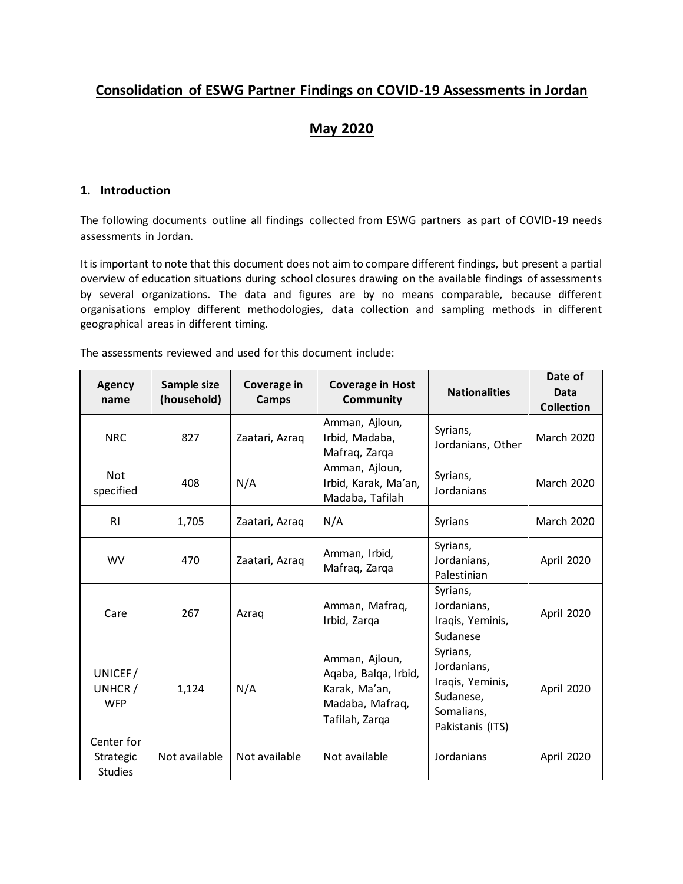# Consolidation of ESWG Partner Findings on COVID-19 Assessments in Jordan

# May 2020

## 1. Introduction

The following documents outline all findings collected from ESWG partners as part of COVID-19 needs assessments in Jordan.

It is important to note that this document does not aim to compare different findings, but present a partial overview of education situations during school closures drawing on the available findings of assessments by several organizations. The data and figures are by no means comparable, because different organisations employ different methodologies, data collection and sampling methods in different geographical areas in different timing.

The assessments reviewed and used for this document include:

| Agency name | Sample size (household) | Coverage in Camps | Coverage in Host Community | Nationalities | Date of Data Collection |
|---|---|---|---|---|---|
| NRC | 827 | Zaatari, Azraq | Amman, Ajloun, Irbid, Madaba, Mafraq, Zarqa | Syrians, Jordanians, Other | March 2020 |
| Not specified | 408 | N/A | Amman, Ajloun, Irbid, Karak, Ma'an, Madaba, Tafilah | Syrians, Jordanians | March 2020 |
| RI | 1,705 | Zaatari, Azraq | N/A | Syrians | March 2020 |
| WV | 470 | Zaatari, Azraq | Amman, Irbid, Mafraq, Zarqa | Syrians, Jordanians, Palestinian | April 2020 |
| Care | 267 | Azraq | Amman, Mafraq, Irbid, Zarqa | Syrians, Jordanians, Iraqis, Yeminis, Sudanese | April 2020 |
| UNICEF / UNHCR / WFP | 1,124 | N/A | Amman, Ajloun, Aqaba, Balqa, Irbid, Karak, Ma'an, Madaba, Mafraq, Tafilah, Zarqa | Syrians, Jordanians, Iraqis, Yeminis, Sudanese, Somalians, Pakistanis (ITS) | April 2020 |
| Center for Strategic Studies | Not available | Not available | Not available | Jordanians | April 2020 |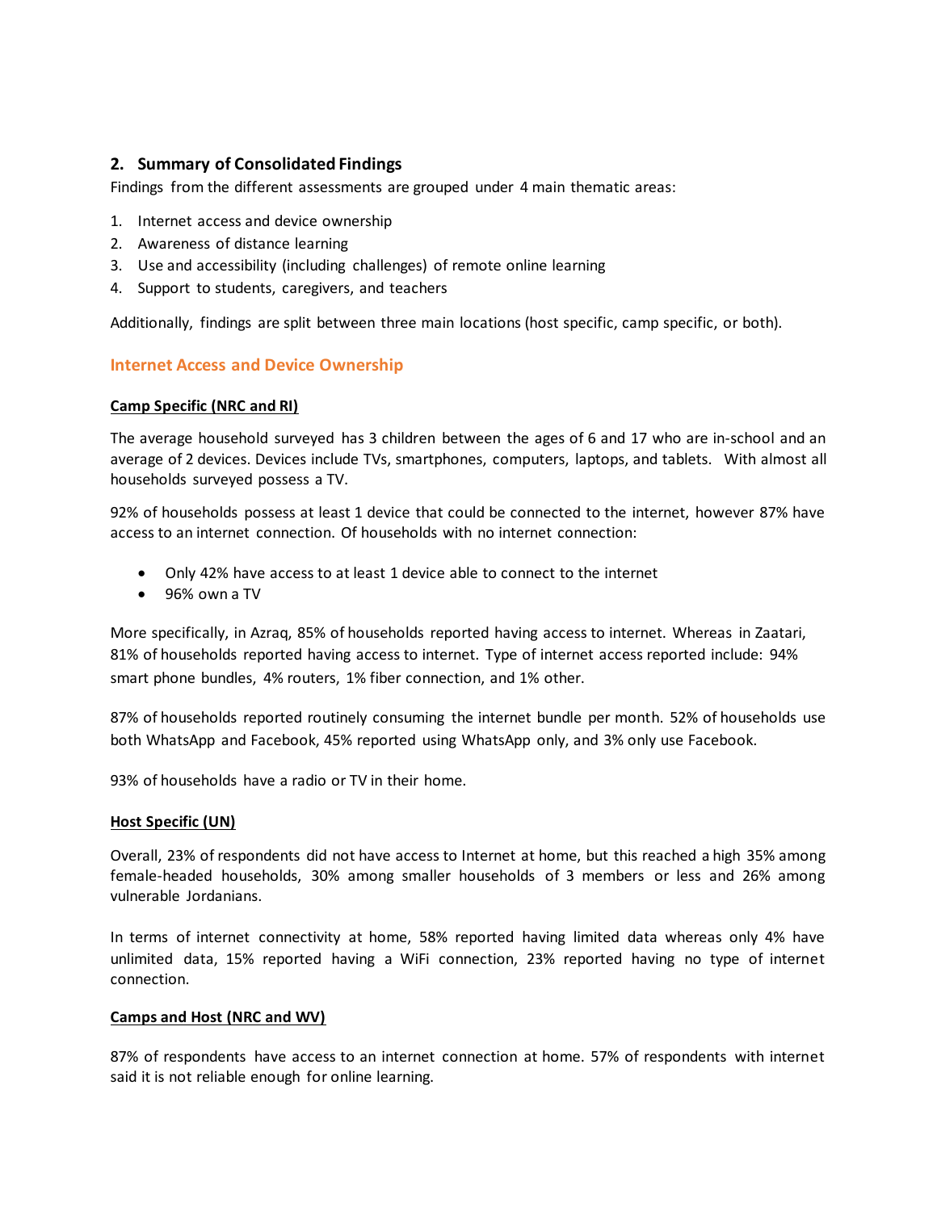## 2. Summary of Consolidated Findings

Findings from the different assessments are grouped under 4 main thematic areas:

1. Internet access and device ownership
2. Awareness of distance learning
3. Use and accessibility (including challenges) of remote online learning
4. Support to students, caregivers, and teachers

Additionally, findings are split between three main locations (host specific, camp specific, or both).

### Internet Access and Device Ownership

**Camp Specific (NRC and RI)**

The average household surveyed has 3 children between the ages of 6 and 17 who are in-school and an average of 2 devices. Devices include TVs, smartphones, computers, laptops, and tablets. With almost all households surveyed possess a TV.

92% of households possess at least 1 device that could be connected to the internet, however 87% have access to an internet connection. Of households with no internet connection:

- Only 42% have access to at least 1 device able to connect to the internet
- 96% own a TV

More specifically, in Azraq, 85% of households reported having access to internet. Whereas in Zaatari, 81% of households reported having access to internet. Type of internet access reported include: 94% smart phone bundles, 4% routers, 1% fiber connection, and 1% other.

87% of households reported routinely consuming the internet bundle per month. 52% of households use both WhatsApp and Facebook, 45% reported using WhatsApp only, and 3% only use Facebook.

93% of households have a radio or TV in their home.

**Host Specific (UN)**

Overall, 23% of respondents did not have access to Internet at home, but this reached a high 35% among female-headed households, 30% among smaller households of 3 members or less and 26% among vulnerable Jordanians.

In terms of internet connectivity at home, 58% reported having limited data whereas only 4% have unlimited data, 15% reported having a WiFi connection, 23% reported having no type of internet connection.

**Camps and Host (NRC and WV)**

87% of respondents have access to an internet connection at home. 57% of respondents with internet said it is not reliable enough for online learning.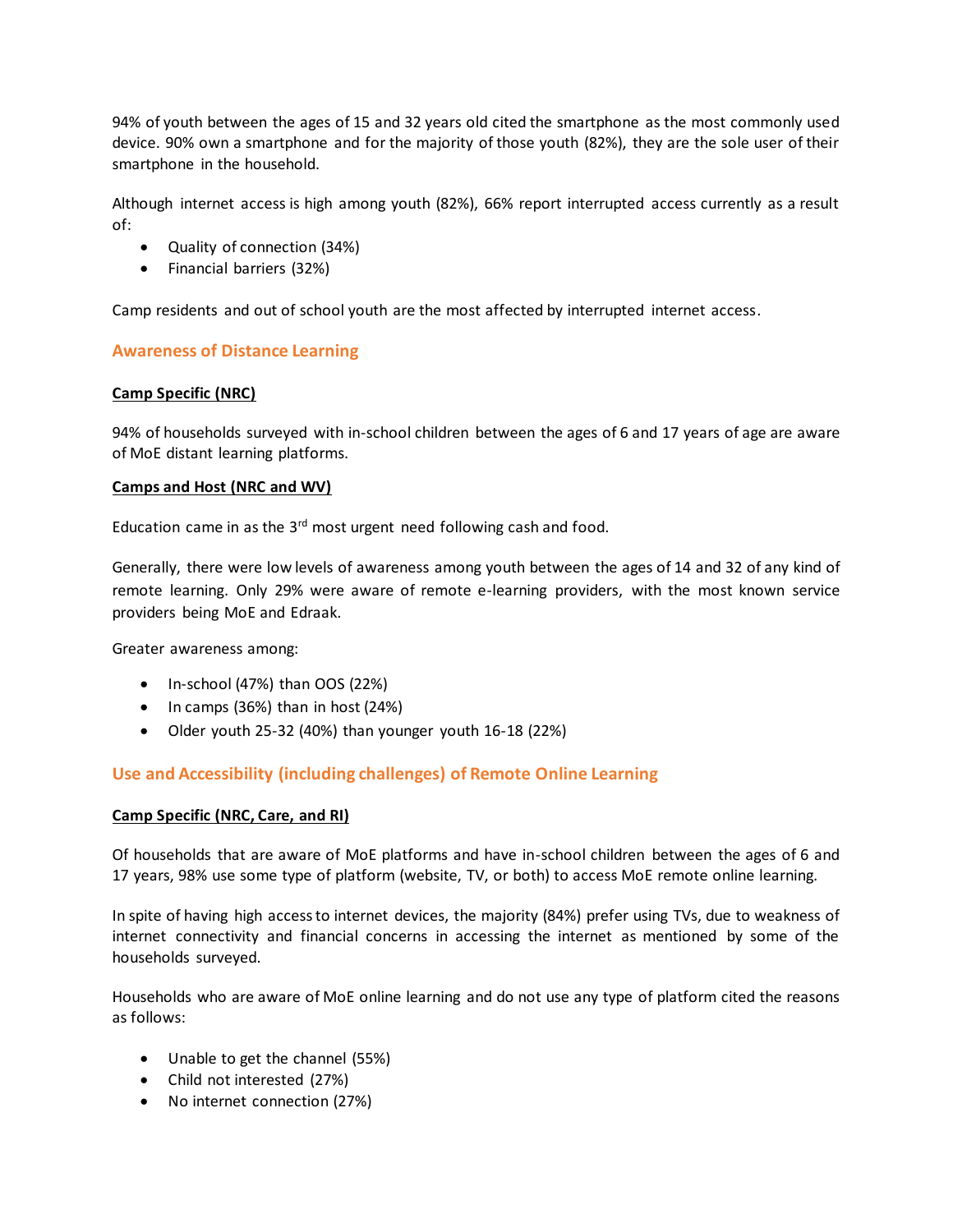94% of youth between the ages of 15 and 32 years old cited the smartphone as the most commonly used device. 90% own a smartphone and for the majority of those youth (82%), they are the sole user of their smartphone in the household.

Although internet access is high among youth (82%), 66% report interrupted access currently as a result of:

- Quality of connection (34%)
- Financial barriers (32%)

Camp residents and out of school youth are the most affected by interrupted internet access.

## Awareness of Distance Learning

**Camp Specific (NRC)**

94% of households surveyed with in-school children between the ages of 6 and 17 years of age are aware of MoE distant learning platforms.

**Camps and Host (NRC and WV)**

Education came in as the 3rd most urgent need following cash and food.

Generally, there were low levels of awareness among youth between the ages of 14 and 32 of any kind of remote learning. Only 29% were aware of remote e-learning providers, with the most known service providers being MoE and Edraak.

Greater awareness among:

- In-school (47%) than OOS (22%)
- In camps (36%) than in host (24%)
- Older youth 25-32 (40%) than younger youth 16-18 (22%)

## Use and Accessibility (including challenges) of Remote Online Learning

**Camp Specific (NRC, Care, and RI)**

Of households that are aware of MoE platforms and have in-school children between the ages of 6 and 17 years, 98% use some type of platform (website, TV, or both) to access MoE remote online learning.

In spite of having high access to internet devices, the majority (84%) prefer using TVs, due to weakness of internet connectivity and financial concerns in accessing the internet as mentioned by some of the households surveyed.

Households who are aware of MoE online learning and do not use any type of platform cited the reasons as follows:

- Unable to get the channel (55%)
- Child not interested (27%)
- No internet connection (27%)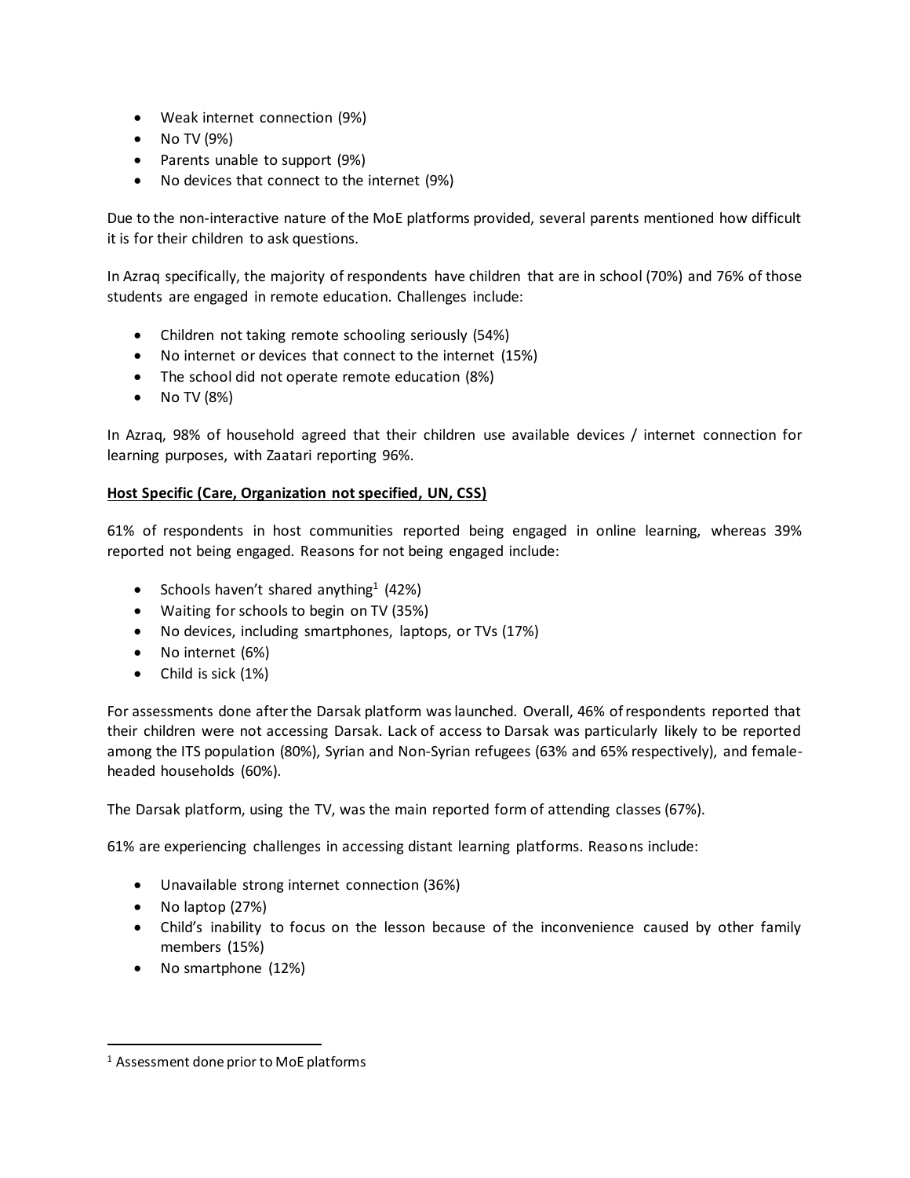- Weak internet connection (9%)
- No TV (9%)
- Parents unable to support (9%)
- No devices that connect to the internet (9%)

Due to the non-interactive nature of the MoE platforms provided, several parents mentioned how difficult it is for their children to ask questions.

In Azraq specifically, the majority of respondents have children that are in school (70%) and 76% of those students are engaged in remote education. Challenges include:

- Children not taking remote schooling seriously (54%)
- No internet or devices that connect to the internet (15%)
- The school did not operate remote education (8%)
- No TV (8%)

In Azraq, 98% of household agreed that their children use available devices / internet connection for learning purposes, with Zaatari reporting 96%.

**Host Specific (Care, Organization not specified, UN, CSS)**

61% of respondents in host communities reported being engaged in online learning, whereas 39% reported not being engaged. Reasons for not being engaged include:

- Schools haven't shared anything[1] (42%)
- Waiting for schools to begin on TV (35%)
- No devices, including smartphones, laptops, or TVs (17%)
- No internet (6%)
- Child is sick (1%)

For assessments done after the Darsak platform was launched. Overall, 46% of respondents reported that their children were not accessing Darsak. Lack of access to Darsak was particularly likely to be reported among the ITS population (80%), Syrian and Non-Syrian refugees (63% and 65% respectively), and female-headed households (60%).

The Darsak platform, using the TV, was the main reported form of attending classes (67%).

61% are experiencing challenges in accessing distant learning platforms. Reasons include:

- Unavailable strong internet connection (36%)
- No laptop (27%)
- Child's inability to focus on the lesson because of the inconvenience caused by other family members (15%)
- No smartphone (12%)

[1] Assessment done prior to MoE platforms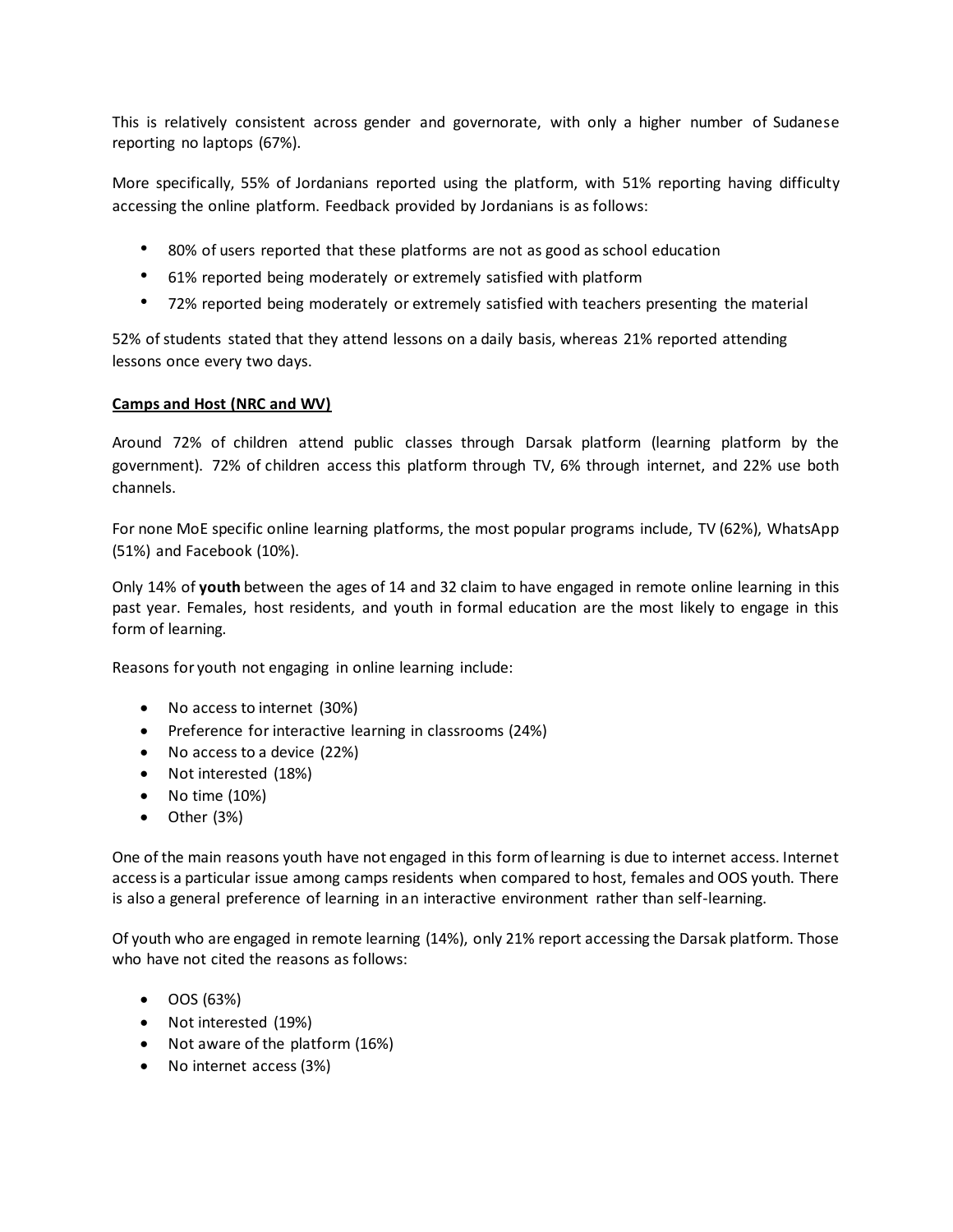This is relatively consistent across gender and governorate, with only a higher number of Sudanese reporting no laptops (67%).

More specifically, 55% of Jordanians reported using the platform, with 51% reporting having difficulty accessing the online platform. Feedback provided by Jordanians is as follows:

- 80% of users reported that these platforms are not as good as school education
- 61% reported being moderately or extremely satisfied with platform
- 72% reported being moderately or extremely satisfied with teachers presenting the material

52% of students stated that they attend lessons on a daily basis, whereas 21% reported attending lessons once every two days.

**Camps and Host (NRC and WV)**

Around 72% of children attend public classes through Darsak platform (learning platform by the government). 72% of children access this platform through TV, 6% through internet, and 22% use both channels.

For none MoE specific online learning platforms, the most popular programs include, TV (62%), WhatsApp (51%) and Facebook (10%).

Only 14% of **youth** between the ages of 14 and 32 claim to have engaged in remote online learning in this past year. Females, host residents, and youth in formal education are the most likely to engage in this form of learning.

Reasons for youth not engaging in online learning include:

- No access to internet (30%)
- Preference for interactive learning in classrooms (24%)
- No access to a device (22%)
- Not interested (18%)
- No time (10%)
- Other (3%)

One of the main reasons youth have not engaged in this form of learning is due to internet access. Internet access is a particular issue among camps residents when compared to host, females and OOS youth. There is also a general preference of learning in an interactive environment rather than self-learning.

Of youth who are engaged in remote learning (14%), only 21% report accessing the Darsak platform. Those who have not cited the reasons as follows:

- OOS (63%)
- Not interested (19%)
- Not aware of the platform (16%)
- No internet access (3%)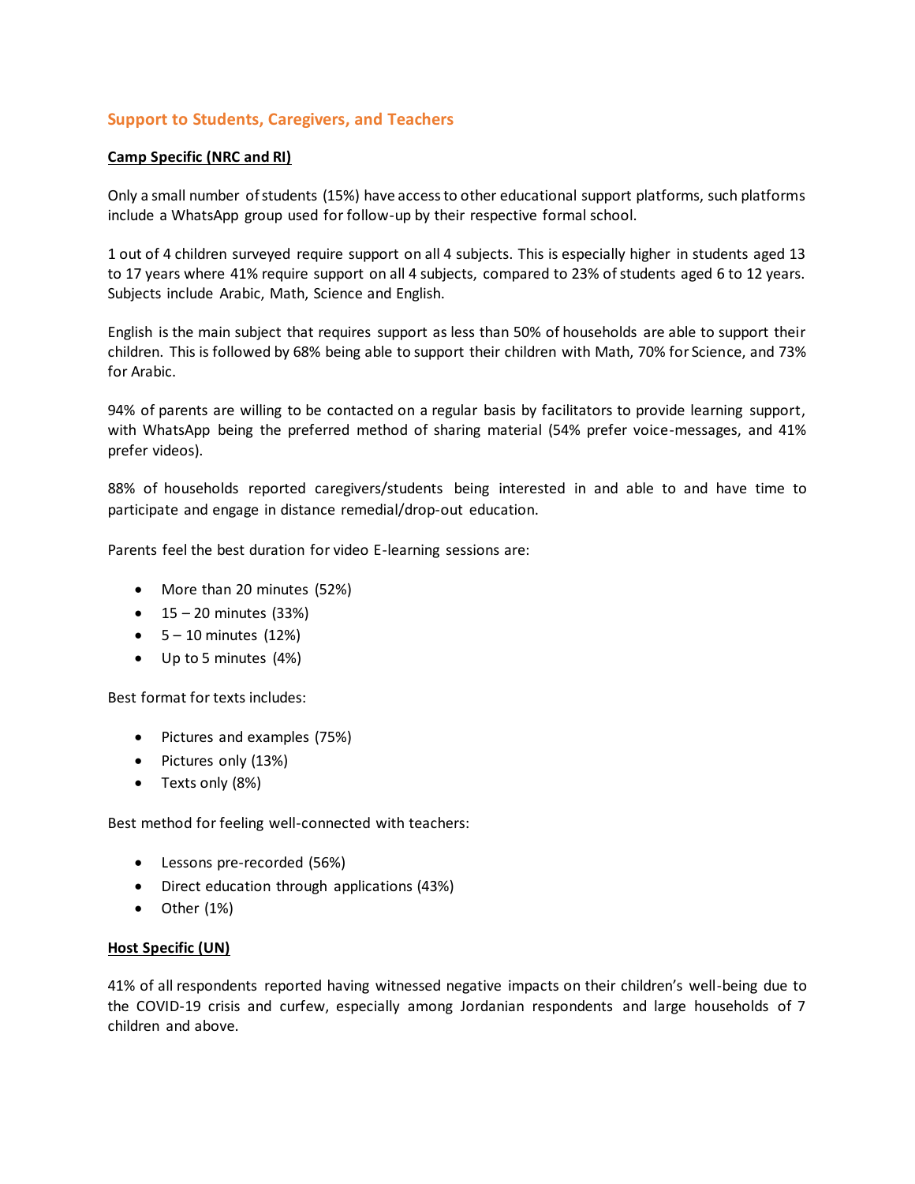## Support to Students, Caregivers, and Teachers

**Camp Specific (NRC and RI)**

Only a small number of students (15%) have access to other educational support platforms, such platforms include a WhatsApp group used for follow-up by their respective formal school.

1 out of 4 children surveyed require support on all 4 subjects. This is especially higher in students aged 13 to 17 years where 41% require support on all 4 subjects, compared to 23% of students aged 6 to 12 years. Subjects include Arabic, Math, Science and English.

English is the main subject that requires support as less than 50% of households are able to support their children. This is followed by 68% being able to support their children with Math, 70% for Science, and 73% for Arabic.

94% of parents are willing to be contacted on a regular basis by facilitators to provide learning support, with WhatsApp being the preferred method of sharing material (54% prefer voice-messages, and 41% prefer videos).

88% of households reported caregivers/students being interested in and able to and have time to participate and engage in distance remedial/drop-out education.

Parents feel the best duration for video E-learning sessions are:

- More than 20 minutes (52%)
- 15 – 20 minutes (33%)
- 5 – 10 minutes (12%)
- Up to 5 minutes (4%)

Best format for texts includes:

- Pictures and examples (75%)
- Pictures only (13%)
- Texts only (8%)

Best method for feeling well-connected with teachers:

- Lessons pre-recorded (56%)
- Direct education through applications (43%)
- Other (1%)

**Host Specific (UN)**

41% of all respondents reported having witnessed negative impacts on their children's well-being due to the COVID-19 crisis and curfew, especially among Jordanian respondents and large households of 7 children and above.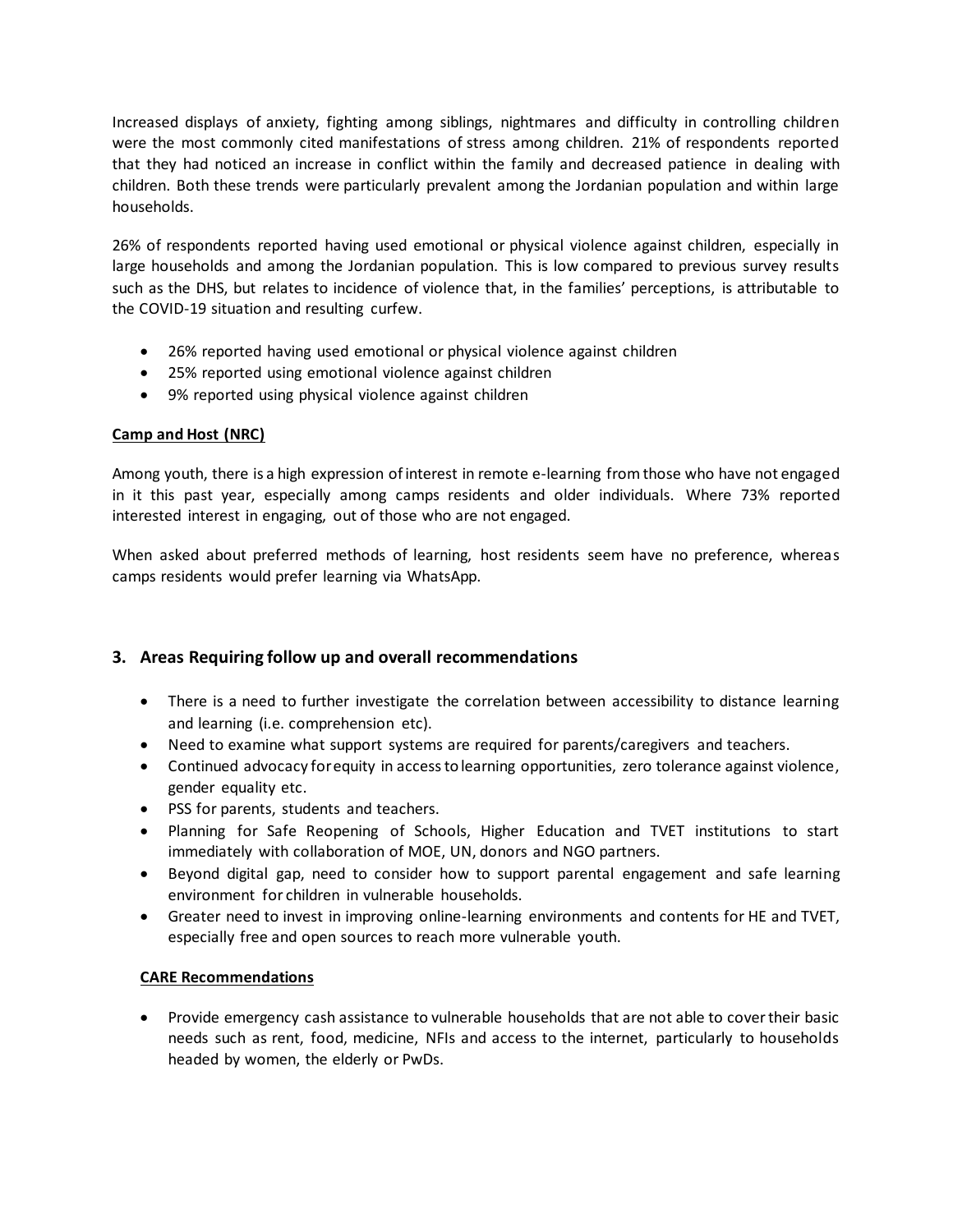Increased displays of anxiety, fighting among siblings, nightmares and difficulty in controlling children were the most commonly cited manifestations of stress among children. 21% of respondents reported that they had noticed an increase in conflict within the family and decreased patience in dealing with children. Both these trends were particularly prevalent among the Jordanian population and within large households.

26% of respondents reported having used emotional or physical violence against children, especially in large households and among the Jordanian population. This is low compared to previous survey results such as the DHS, but relates to incidence of violence that, in the families' perceptions, is attributable to the COVID-19 situation and resulting curfew.

- 26% reported having used emotional or physical violence against children
- 25% reported using emotional violence against children
- 9% reported using physical violence against children

**Camp and Host (NRC)**

Among youth, there is a high expression of interest in remote e-learning from those who have not engaged in it this past year, especially among camps residents and older individuals. Where 73% reported interested interest in engaging, out of those who are not engaged.

When asked about preferred methods of learning, host residents seem have no preference, whereas camps residents would prefer learning via WhatsApp.

## 3. Areas Requiring follow up and overall recommendations

- There is a need to further investigate the correlation between accessibility to distance learning and learning (i.e. comprehension etc).
- Need to examine what support systems are required for parents/caregivers and teachers.
- Continued advocacy for equity in access to learning opportunities, zero tolerance against violence, gender equality etc.
- PSS for parents, students and teachers.
- Planning for Safe Reopening of Schools, Higher Education and TVET institutions to start immediately with collaboration of MOE, UN, donors and NGO partners.
- Beyond digital gap, need to consider how to support parental engagement and safe learning environment for children in vulnerable households.
- Greater need to invest in improving online-learning environments and contents for HE and TVET, especially free and open sources to reach more vulnerable youth.

**CARE Recommendations**

- Provide emergency cash assistance to vulnerable households that are not able to cover their basic needs such as rent, food, medicine, NFIs and access to the internet, particularly to households headed by women, the elderly or PwDs.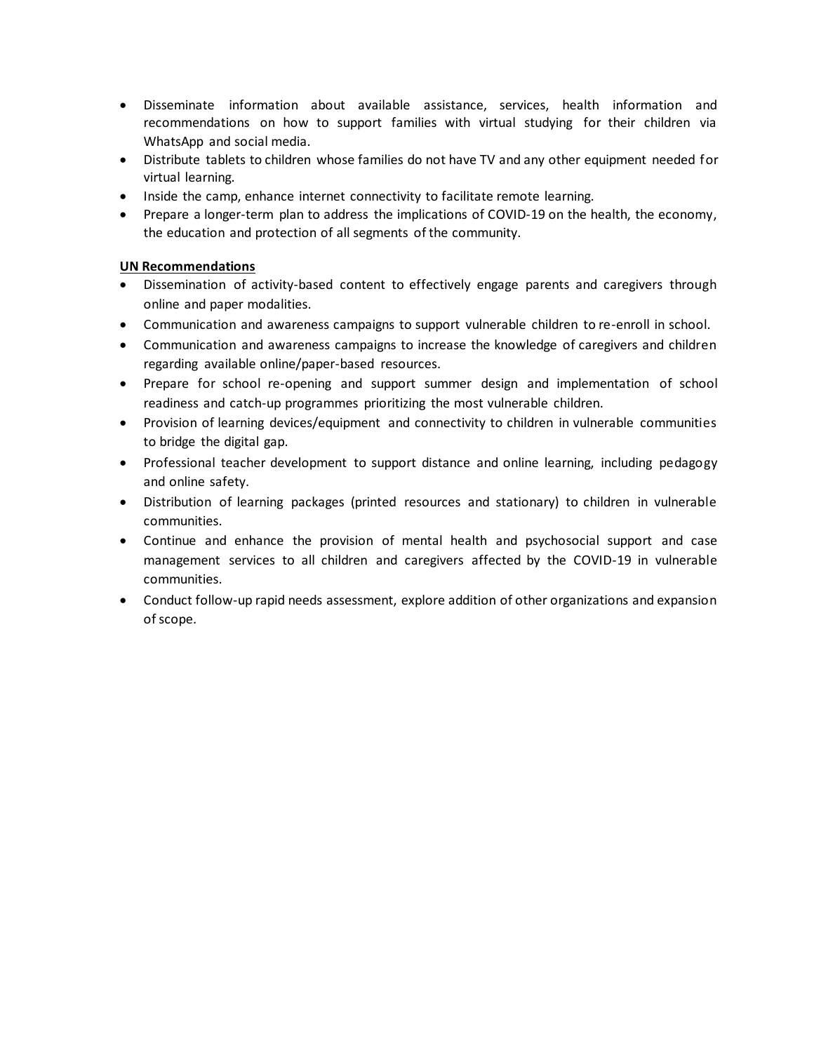- Disseminate information about available assistance, services, health information and recommendations on how to support families with virtual studying for their children via WhatsApp and social media.
- Distribute tablets to children whose families do not have TV and any other equipment needed for virtual learning.
- Inside the camp, enhance internet connectivity to facilitate remote learning.
- Prepare a longer-term plan to address the implications of COVID-19 on the health, the economy, the education and protection of all segments of the community.

**UN Recommendations**

- Dissemination of activity-based content to effectively engage parents and caregivers through online and paper modalities.
- Communication and awareness campaigns to support vulnerable children to re-enroll in school.
- Communication and awareness campaigns to increase the knowledge of caregivers and children regarding available online/paper-based resources.
- Prepare for school re-opening and support summer design and implementation of school readiness and catch-up programmes prioritizing the most vulnerable children.
- Provision of learning devices/equipment and connectivity to children in vulnerable communities to bridge the digital gap.
- Professional teacher development to support distance and online learning, including pedagogy and online safety.
- Distribution of learning packages (printed resources and stationary) to children in vulnerable communities.
- Continue and enhance the provision of mental health and psychosocial support and case management services to all children and caregivers affected by the COVID-19 in vulnerable communities.
- Conduct follow-up rapid needs assessment, explore addition of other organizations and expansion of scope.